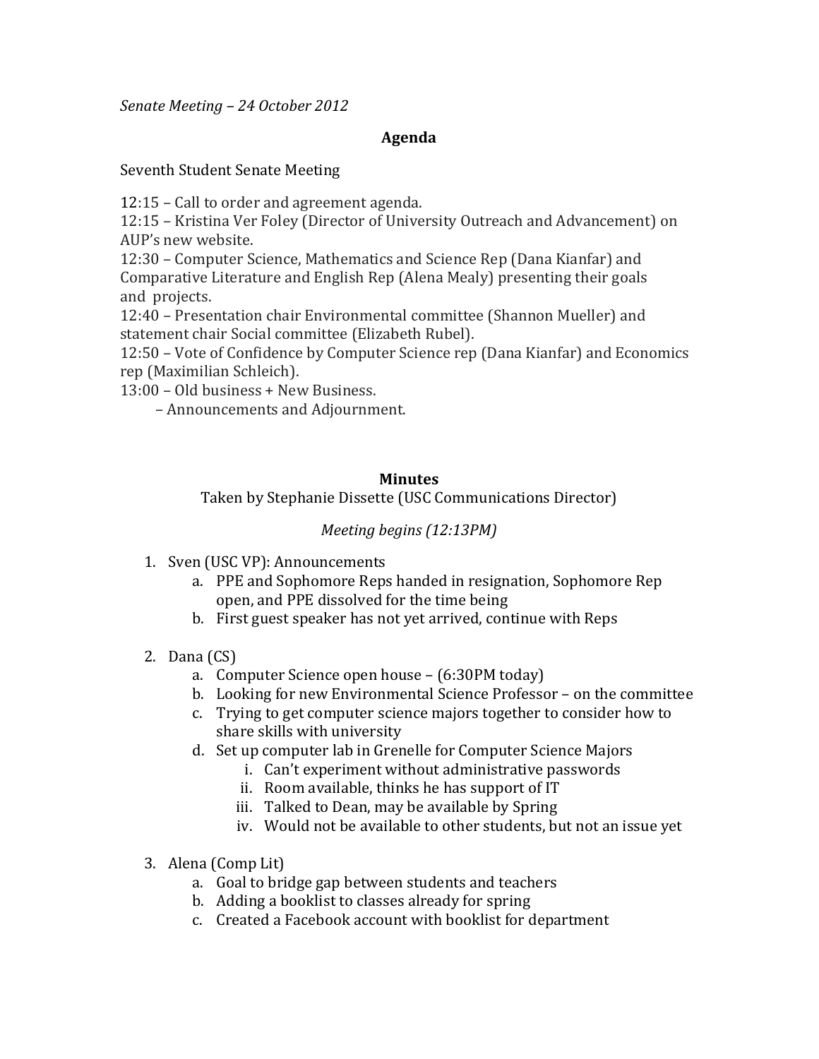*Senate Meeting – 24 October 2012*

**Agenda**

Seventh Student Senate Meeting

12:15 – Call to order and agreement agenda.
12:15 – Kristina Ver Foley (Director of University Outreach and Advancement) on AUP's new website.
12:30 – Computer Science, Mathematics and Science Rep (Dana Kianfar) and Comparative Literature and English Rep (Alena Mealy) presenting their goals and projects.
12:40 – Presentation chair Environmental committee (Shannon Mueller) and statement chair Social committee (Elizabeth Rubel).
12:50 – Vote of Confidence by Computer Science rep (Dana Kianfar) and Economics rep (Maximilian Schleich).
13:00 – Old business + New Business.
– Announcements and Adjournment.

**Minutes**

Taken by Stephanie Dissette (USC Communications Director)

*Meeting begins (12:13PM)*

1. Sven (USC VP): Announcements
   a. PPE and Sophomore Reps handed in resignation, Sophomore Rep open, and PPE dissolved for the time being
   b. First guest speaker has not yet arrived, continue with Reps

2. Dana (CS)
   a. Computer Science open house – (6:30PM today)
   b. Looking for new Environmental Science Professor – on the committee
   c. Trying to get computer science majors together to consider how to share skills with university
   d. Set up computer lab in Grenelle for Computer Science Majors
      i. Can't experiment without administrative passwords
      ii. Room available, thinks he has support of IT
      iii. Talked to Dean, may be available by Spring
      iv. Would not be available to other students, but not an issue yet

3. Alena (Comp Lit)
   a. Goal to bridge gap between students and teachers
   b. Adding a booklist to classes already for spring
   c. Created a Facebook account with booklist for department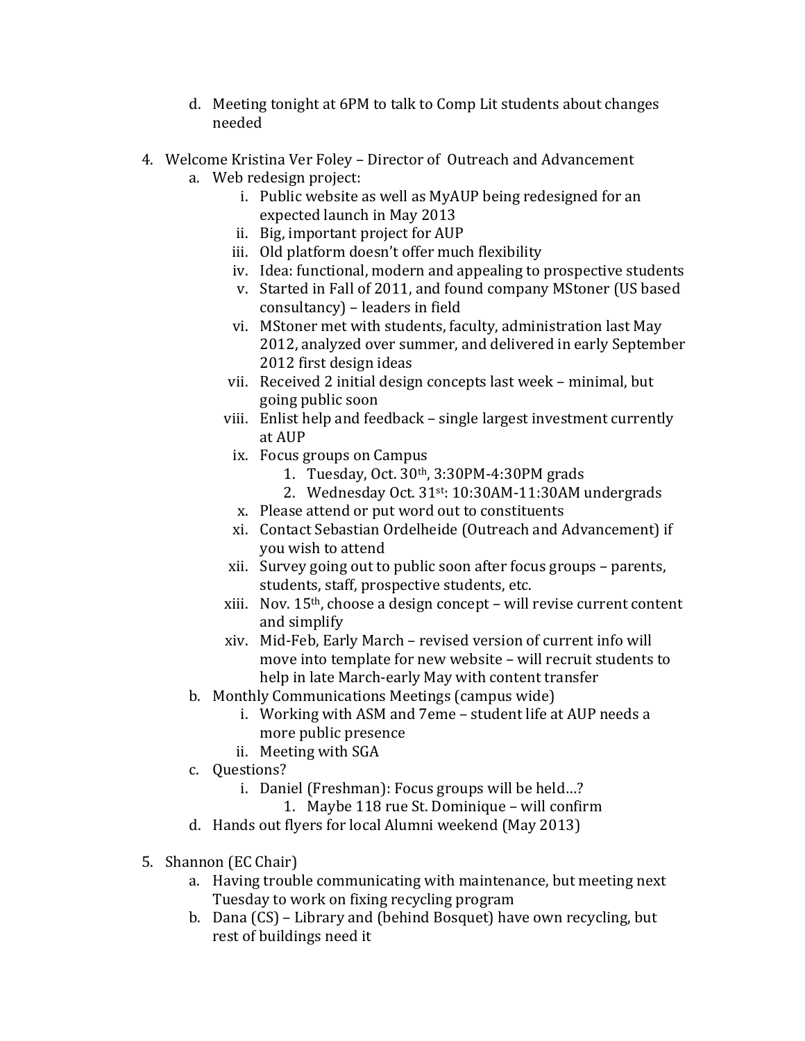d. Meeting tonight at 6PM to talk to Comp Lit students about changes needed

4. Welcome Kristina Ver Foley – Director of Outreach and Advancement
   a. Web redesign project:
      i. Public website as well as MyAUP being redesigned for an expected launch in May 2013
      ii. Big, important project for AUP
      iii. Old platform doesn't offer much flexibility
      iv. Idea: functional, modern and appealing to prospective students
      v. Started in Fall of 2011, and found company MStoner (US based consultancy) – leaders in field
      vi. MStoner met with students, faculty, administration last May 2012, analyzed over summer, and delivered in early September 2012 first design ideas
      vii. Received 2 initial design concepts last week – minimal, but going public soon
      viii. Enlist help and feedback – single largest investment currently at AUP
      ix. Focus groups on Campus
         1. Tuesday, Oct. 30th, 3:30PM-4:30PM grads
         2. Wednesday Oct. 31st: 10:30AM-11:30AM undergrads
      x. Please attend or put word out to constituents
      xi. Contact Sebastian Ordelheide (Outreach and Advancement) if you wish to attend
      xii. Survey going out to public soon after focus groups – parents, students, staff, prospective students, etc.
      xiii. Nov. 15th, choose a design concept – will revise current content and simplify
      xiv. Mid-Feb, Early March – revised version of current info will move into template for new website – will recruit students to help in late March-early May with content transfer
   b. Monthly Communications Meetings (campus wide)
      i. Working with ASM and 7eme – student life at AUP needs a more public presence
      ii. Meeting with SGA
   c. Questions?
      i. Daniel (Freshman): Focus groups will be held…?
         1. Maybe 118 rue St. Dominique – will confirm
   d. Hands out flyers for local Alumni weekend (May 2013)

5. Shannon (EC Chair)
   a. Having trouble communicating with maintenance, but meeting next Tuesday to work on fixing recycling program
   b. Dana (CS) – Library and (behind Bosquet) have own recycling, but rest of buildings need it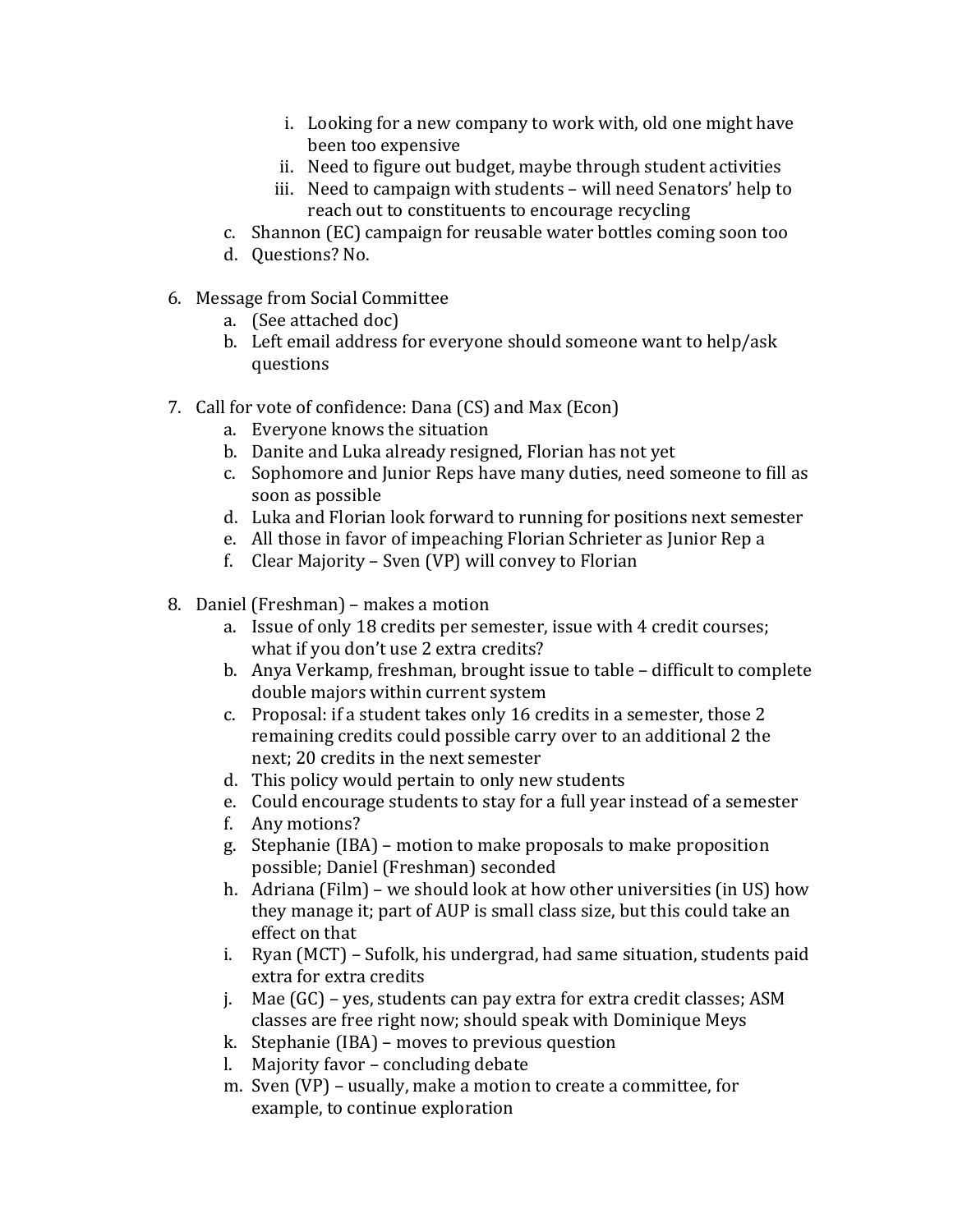i. Looking for a new company to work with, old one might have been too expensive
   ii. Need to figure out budget, maybe through student activities
   iii. Need to campaign with students – will need Senators' help to reach out to constituents to encourage recycling
   c. Shannon (EC) campaign for reusable water bottles coming soon too
   d. Questions? No.

6. Message from Social Committee
   a. (See attached doc)
   b. Left email address for everyone should someone want to help/ask questions

7. Call for vote of confidence: Dana (CS) and Max (Econ)
   a. Everyone knows the situation
   b. Danite and Luka already resigned, Florian has not yet
   c. Sophomore and Junior Reps have many duties, need someone to fill as soon as possible
   d. Luka and Florian look forward to running for positions next semester
   e. All those in favor of impeaching Florian Schrieter as Junior Rep a
   f. Clear Majority – Sven (VP) will convey to Florian

8. Daniel (Freshman) – makes a motion
   a. Issue of only 18 credits per semester, issue with 4 credit courses; what if you don't use 2 extra credits?
   b. Anya Verkamp, freshman, brought issue to table – difficult to complete double majors within current system
   c. Proposal: if a student takes only 16 credits in a semester, those 2 remaining credits could possible carry over to an additional 2 the next; 20 credits in the next semester
   d. This policy would pertain to only new students
   e. Could encourage students to stay for a full year instead of a semester
   f. Any motions?
   g. Stephanie (IBA) – motion to make proposals to make proposition possible; Daniel (Freshman) seconded
   h. Adriana (Film) – we should look at how other universities (in US) how they manage it; part of AUP is small class size, but this could take an effect on that
   i. Ryan (MCT) – Sufolk, his undergrad, had same situation, students paid extra for extra credits
   j. Mae (GC) – yes, students can pay extra for extra credit classes; ASM classes are free right now; should speak with Dominique Meys
   k. Stephanie (IBA) – moves to previous question
   l. Majority favor – concluding debate
   m. Sven (VP) – usually, make a motion to create a committee, for example, to continue exploration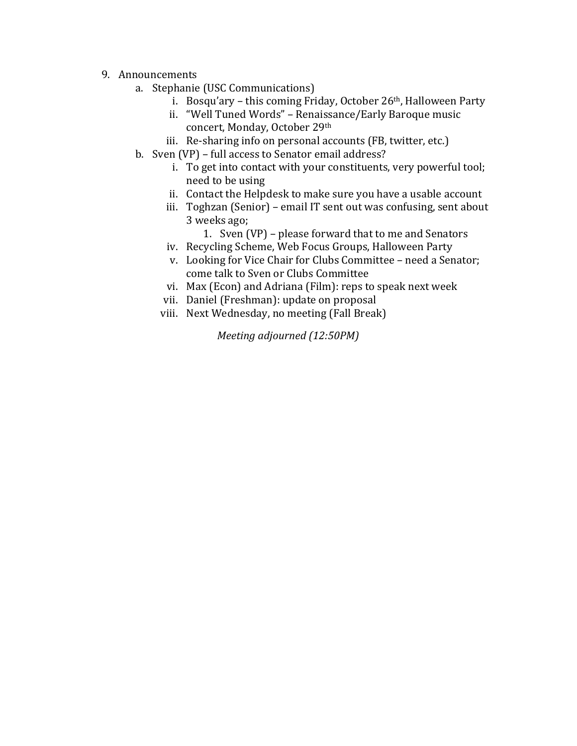9. Announcements
    a. Stephanie (USC Communications)
        i. Bosqu'ary – this coming Friday, October 26th, Halloween Party
        ii. "Well Tuned Words" – Renaissance/Early Baroque music concert, Monday, October 29th
        iii. Re-sharing info on personal accounts (FB, twitter, etc.)
    b. Sven (VP) – full access to Senator email address?
        i. To get into contact with your constituents, very powerful tool; need to be using
        ii. Contact the Helpdesk to make sure you have a usable account
        iii. Toghzan (Senior) – email IT sent out was confusing, sent about 3 weeks ago;
            1. Sven (VP) – please forward that to me and Senators
        iv. Recycling Scheme, Web Focus Groups, Halloween Party
        v. Looking for Vice Chair for Clubs Committee – need a Senator; come talk to Sven or Clubs Committee
        vi. Max (Econ) and Adriana (Film): reps to speak next week
        vii. Daniel (Freshman): update on proposal
        viii. Next Wednesday, no meeting (Fall Break)

*Meeting adjourned (12:50PM)*